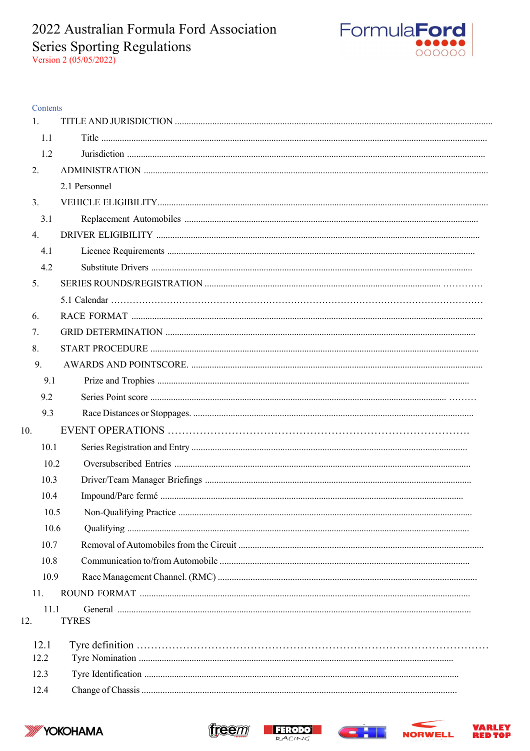# 2022 Australian Formula Ford Association Series Sporting Regulations

Version 2 (05/05/2022)

Contents

1. TITLE AND JURISDICTION
   - 1.1 Title
   - 1.2 Jurisdiction
2. ADMINISTRATION
   - 2.1 Personnel
3. VEHICLE ELIGIBILITY
   - 3.1 Replacement Automobiles
4. DRIVER ELIGIBILITY
   - 4.1 Licence Requirements
   - 4.2 Substitute Drivers
5. SERIES ROUNDS/REGISTRATION
   - 5.1 Calendar
6. RACE FORMAT
7. GRID DETERMINATION
8. START PROCEDURE
9. AWARDS AND POINTSCORE.
   - 9.1 Prize and Trophies
   - 9.2 Series Point score
   - 9.3 Race Distances or Stoppages.
10. EVENT OPERATIONS
    - 10.1 Series Registration and Entry
    - 10.2 Oversubscribed Entries
    - 10.3 Driver/Team Manager Briefings
    - 10.4 Impound/Parc fermé
    - 10.5 Non-Qualifying Practice
    - 10.6 Qualifying
    - 10.7 Removal of Automobiles from the Circuit
    - 10.8 Communication to/from Automobile
    - 10.9 Race Management Channel. (RMC)
11. ROUND FORMAT
    - 11.1 General
12. TYRES
    - 12.1 Tyre definition
    - 12.2 Tyre Nomination
    - 12.3 Tyre Identification
    - 12.4 Change of Chassis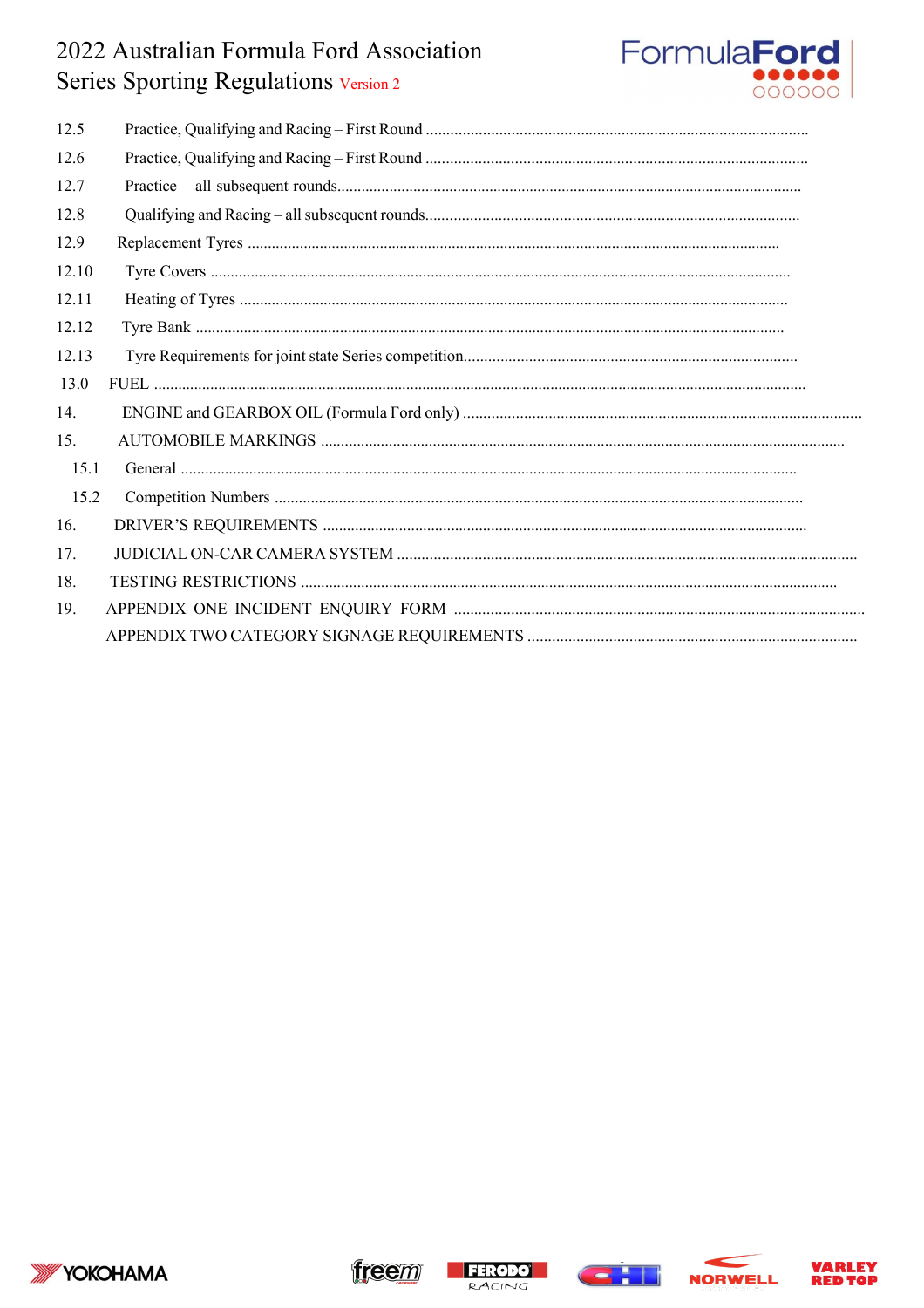12.5 Practice, Qualifying and Racing – First Round ..........................................................................................

12.6 Practice, Qualifying and Racing – First Round ..........................................................................................

12.7 Practice – all subsequent rounds..................................................................................................................

12.8 Qualifying and Racing – all subsequent rounds............................................................................................

12.9 Replacement Tyres .......................................................................................................................................

12.10 Tyre Covers ................................................................................................................................................

12.11 Heating of Tyres ........................................................................................................................................

12.12 Tyre Bank ...................................................................................................................................................

12.13 Tyre Requirements for joint state Series competition..................................................................................

13.0 FUEL ..............................................................................................................................................................

14. ENGINE and GEARBOX OIL (Formula Ford only) .....................................................................................

15. AUTOMOBILE MARKINGS ......................................................................................................................

15.1 General ..........................................................................................................................................................

15.2 Competition Numbers ....................................................................................................................................

16. DRIVER'S REQUIREMENTS .........................................................................................................................

17. JUDICIAL ON-CAR CAMERA SYSTEM .......................................................................................................

18. TESTING RESTRICTIONS ...........................................................................................................................

19. APPENDIX ONE INCIDENT ENQUIRY FORM .........................................................................................

APPENDIX TWO CATEGORY SIGNAGE REQUIREMENTS ....................................................................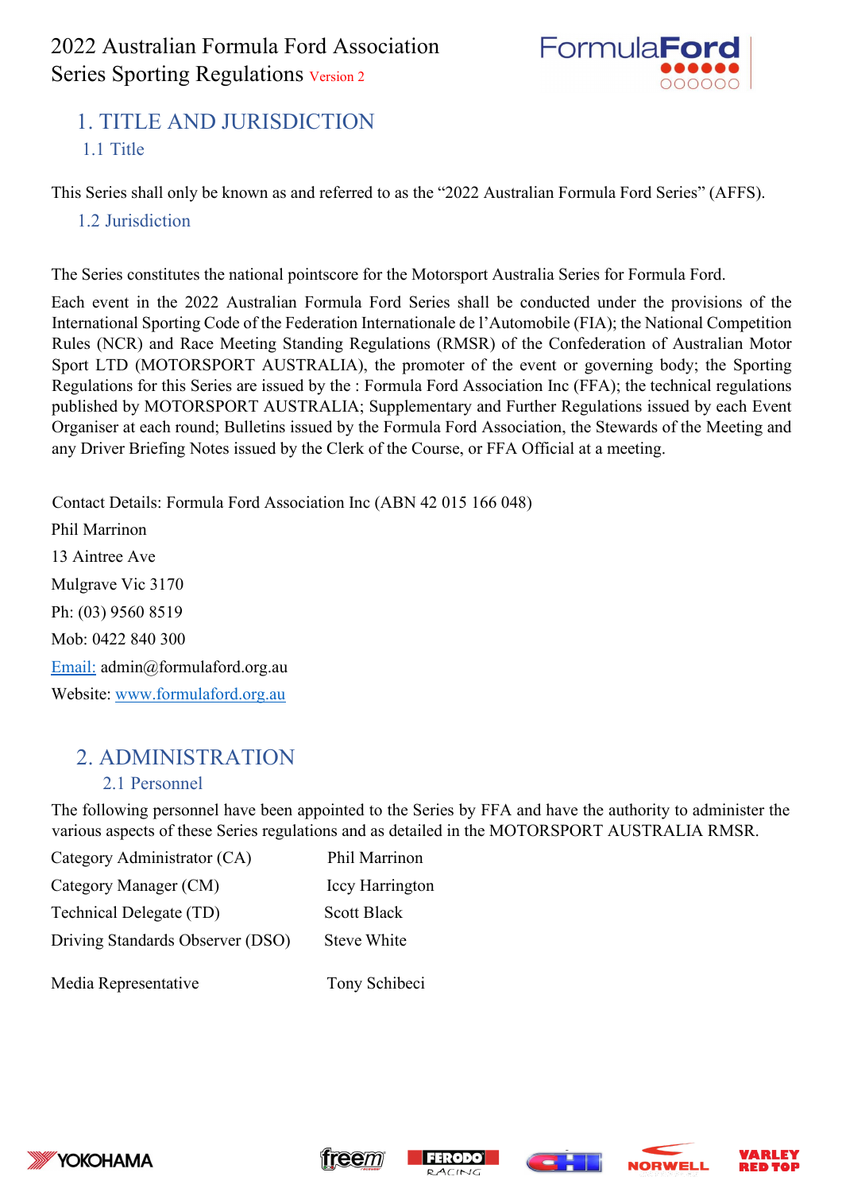# 1. TITLE AND JURISDICTION

## 1.1 Title

This Series shall only be known as and referred to as the "2022 Australian Formula Ford Series" (AFFS).

## 1.2 Jurisdiction

The Series constitutes the national pointscore for the Motorsport Australia Series for Formula Ford.

Each event in the 2022 Australian Formula Ford Series shall be conducted under the provisions of the International Sporting Code of the Federation Internationale de l'Automobile (FIA); the National Competition Rules (NCR) and Race Meeting Standing Regulations (RMSR) of the Confederation of Australian Motor Sport LTD (MOTORSPORT AUSTRALIA), the promoter of the event or governing body; the Sporting Regulations for this Series are issued by the : Formula Ford Association Inc (FFA); the technical regulations published by MOTORSPORT AUSTRALIA; Supplementary and Further Regulations issued by each Event Organiser at each round; Bulletins issued by the Formula Ford Association, the Stewards of the Meeting and any Driver Briefing Notes issued by the Clerk of the Course, or FFA Official at a meeting.

Contact Details: Formula Ford Association Inc (ABN 42 015 166 048)

Phil Marrinon

13 Aintree Ave

Mulgrave Vic 3170

Ph: (03) 9560 8519

Mob: 0422 840 300

Email: admin@formulaford.org.au

Website: www.formulaford.org.au

# 2. ADMINISTRATION

## 2.1 Personnel

The following personnel have been appointed to the Series by FFA and have the authority to administer the various aspects of these Series regulations and as detailed in the MOTORSPORT AUSTRALIA RMSR.

| | |
|---|---|
| Category Administrator (CA) | Phil Marrinon |
| Category Manager (CM) | Iccy Harrington |
| Technical Delegate (TD) | Scott Black |
| Driving Standards Observer (DSO) | Steve White |
| Media Representative | Tony Schibeci |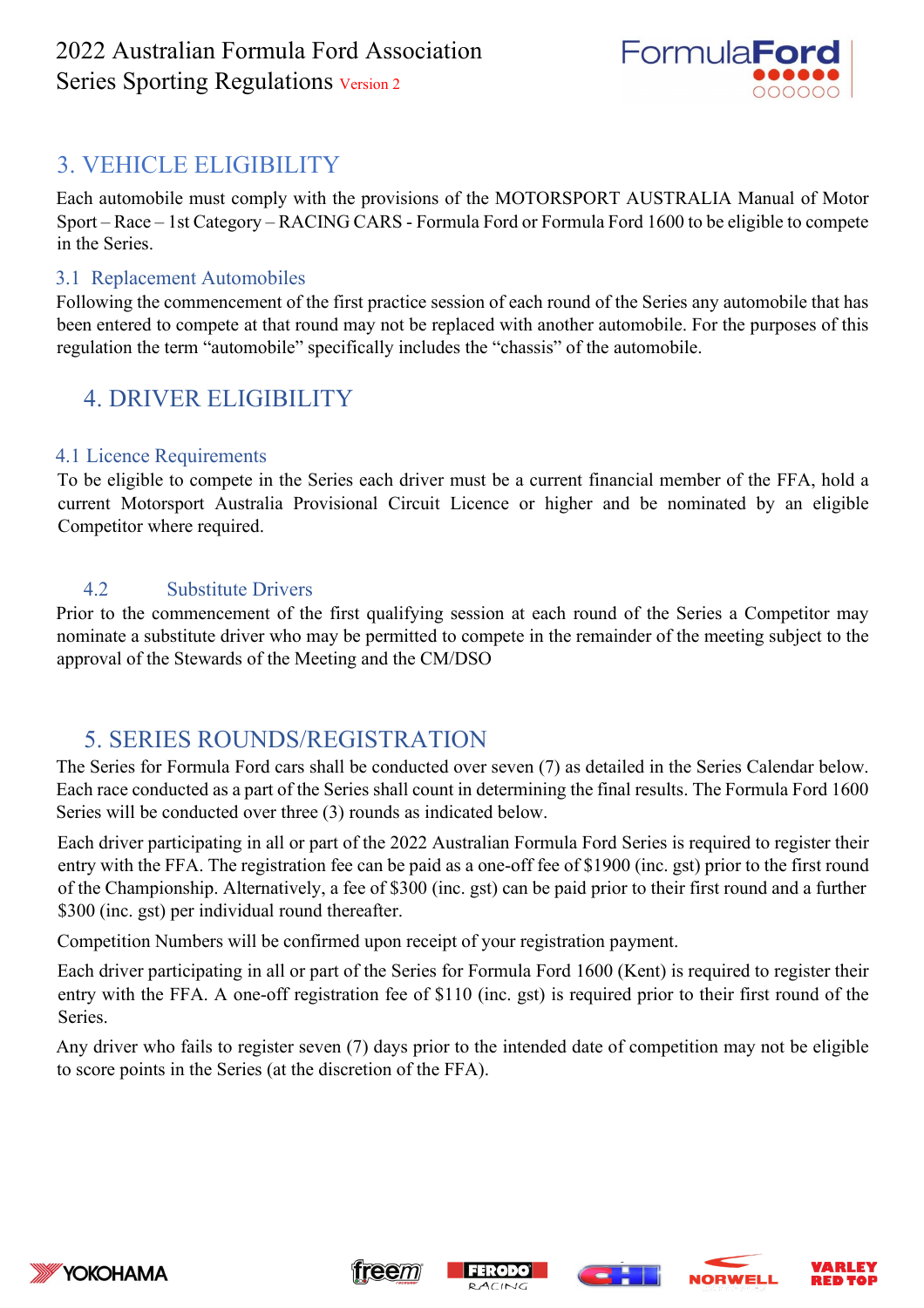## 3. VEHICLE ELIGIBILITY

Each automobile must comply with the provisions of the MOTORSPORT AUSTRALIA Manual of Motor Sport – Race – 1st Category – RACING CARS - Formula Ford or Formula Ford 1600 to be eligible to compete in the Series.

### 3.1 Replacement Automobiles

Following the commencement of the first practice session of each round of the Series any automobile that has been entered to compete at that round may not be replaced with another automobile. For the purposes of this regulation the term "automobile" specifically includes the "chassis" of the automobile.

## 4. DRIVER ELIGIBILITY

### 4.1 Licence Requirements

To be eligible to compete in the Series each driver must be a current financial member of the FFA, hold a current Motorsport Australia Provisional Circuit Licence or higher and be nominated by an eligible Competitor where required.

### 4.2 Substitute Drivers

Prior to the commencement of the first qualifying session at each round of the Series a Competitor may nominate a substitute driver who may be permitted to compete in the remainder of the meeting subject to the approval of the Stewards of the Meeting and the CM/DSO

## 5. SERIES ROUNDS/REGISTRATION

The Series for Formula Ford cars shall be conducted over seven (7) as detailed in the Series Calendar below. Each race conducted as a part of the Series shall count in determining the final results. The Formula Ford 1600 Series will be conducted over three (3) rounds as indicated below.

Each driver participating in all or part of the 2022 Australian Formula Ford Series is required to register their entry with the FFA. The registration fee can be paid as a one-off fee of $1900 (inc. gst) prior to the first round of the Championship. Alternatively, a fee of $300 (inc. gst) can be paid prior to their first round and a further $300 (inc. gst) per individual round thereafter.

Competition Numbers will be confirmed upon receipt of your registration payment.

Each driver participating in all or part of the Series for Formula Ford 1600 (Kent) is required to register their entry with the FFA. A one-off registration fee of $110 (inc. gst) is required prior to their first round of the Series.

Any driver who fails to register seven (7) days prior to the intended date of competition may not be eligible to score points in the Series (at the discretion of the FFA).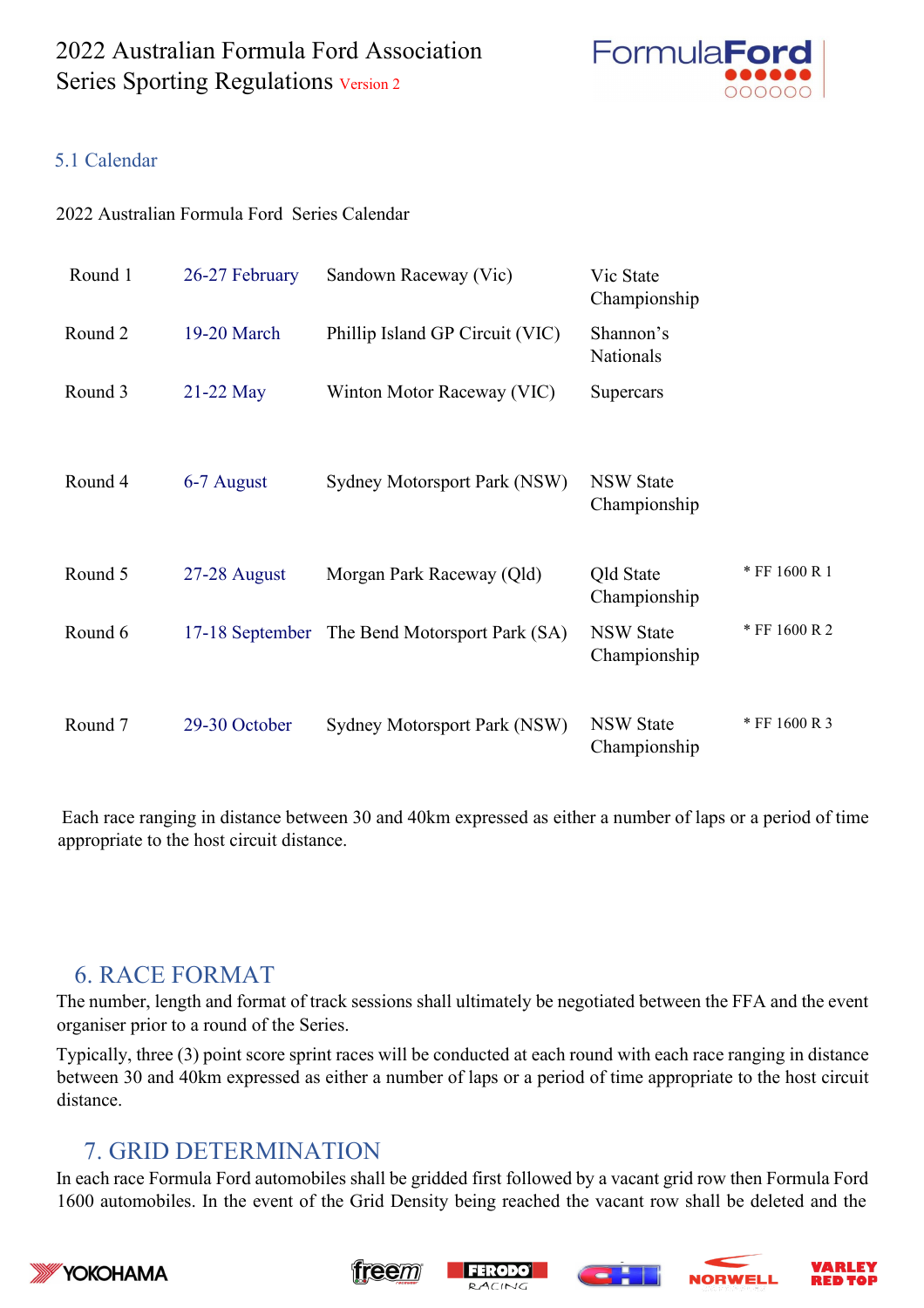## 5.1 Calendar

2022 Australian Formula Ford Series Calendar

| Round | Date | Venue | Event | |
|---|---|---|---|---|
| Round 1 | 26-27 February | Sandown Raceway (Vic) | Vic State Championship | |
| Round 2 | 19-20 March | Phillip Island GP Circuit (VIC) | Shannon's Nationals | |
| Round 3 | 21-22 May | Winton Motor Raceway (VIC) | Supercars | |
| Round 4 | 6-7 August | Sydney Motorsport Park (NSW) | NSW State Championship | |
| Round 5 | 27-28 August | Morgan Park Raceway (Qld) | Qld State Championship | * FF 1600 R 1 |
| Round 6 | 17-18 September | The Bend Motorsport Park (SA) | NSW State Championship | * FF 1600 R 2 |
| Round 7 | 29-30 October | Sydney Motorsport Park (NSW) | NSW State Championship | * FF 1600 R 3 |

Each race ranging in distance between 30 and 40km expressed as either a number of laps or a period of time appropriate to the host circuit distance.

# 6. RACE FORMAT

The number, length and format of track sessions shall ultimately be negotiated between the FFA and the event organiser prior to a round of the Series.

Typically, three (3) point score sprint races will be conducted at each round with each race ranging in distance between 30 and 40km expressed as either a number of laps or a period of time appropriate to the host circuit distance.

# 7. GRID DETERMINATION

In each race Formula Ford automobiles shall be gridded first followed by a vacant grid row then Formula Ford 1600 automobiles. In the event of the Grid Density being reached the vacant row shall be deleted and the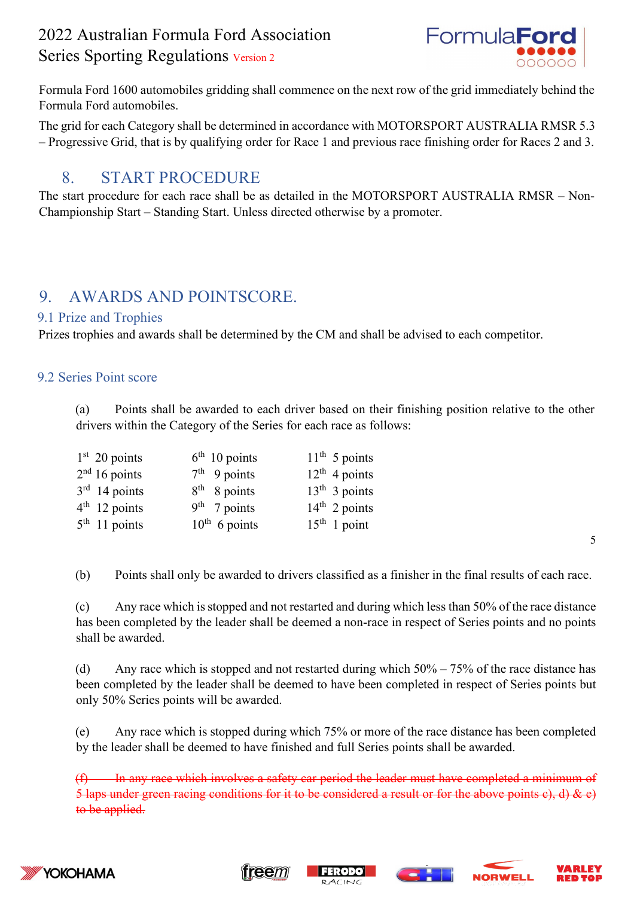Formula Ford 1600 automobiles gridding shall commence on the next row of the grid immediately behind the Formula Ford automobiles.

The grid for each Category shall be determined in accordance with MOTORSPORT AUSTRALIA RMSR 5.3 – Progressive Grid, that is by qualifying order for Race 1 and previous race finishing order for Races 2 and 3.

## 8. START PROCEDURE

The start procedure for each race shall be as detailed in the MOTORSPORT AUSTRALIA RMSR – Non-Championship Start – Standing Start. Unless directed otherwise by a promoter.

## 9. AWARDS AND POINTSCORE.

### 9.1 Prize and Trophies

Prizes trophies and awards shall be determined by the CM and shall be advised to each competitor.

### 9.2 Series Point score

(a) Points shall be awarded to each driver based on their finishing position relative to the other drivers within the Category of the Series for each race as follows:

| | | |
|---|---|---|
| 1st 20 points | 6th 10 points | 11th 5 points |
| 2nd 16 points | 7th 9 points | 12th 4 points |
| 3rd 14 points | 8th 8 points | 13th 3 points |
| 4th 12 points | 9th 7 points | 14th 2 points |
| 5th 11 points | 10th 6 points | 15th 1 point |

(b) Points shall only be awarded to drivers classified as a finisher in the final results of each race.

(c) Any race which is stopped and not restarted and during which less than 50% of the race distance has been completed by the leader shall be deemed a non-race in respect of Series points and no points shall be awarded.

(d) Any race which is stopped and not restarted during which 50% – 75% of the race distance has been completed by the leader shall be deemed to have been completed in respect of Series points but only 50% Series points will be awarded.

(e) Any race which is stopped during which 75% or more of the race distance has been completed by the leader shall be deemed to have finished and full Series points shall be awarded.

~~(f) In any race which involves a safety car period the leader must have completed a minimum of 5 laps under green racing conditions for it to be considered a result or for the above points c), d) & e) to be applied.~~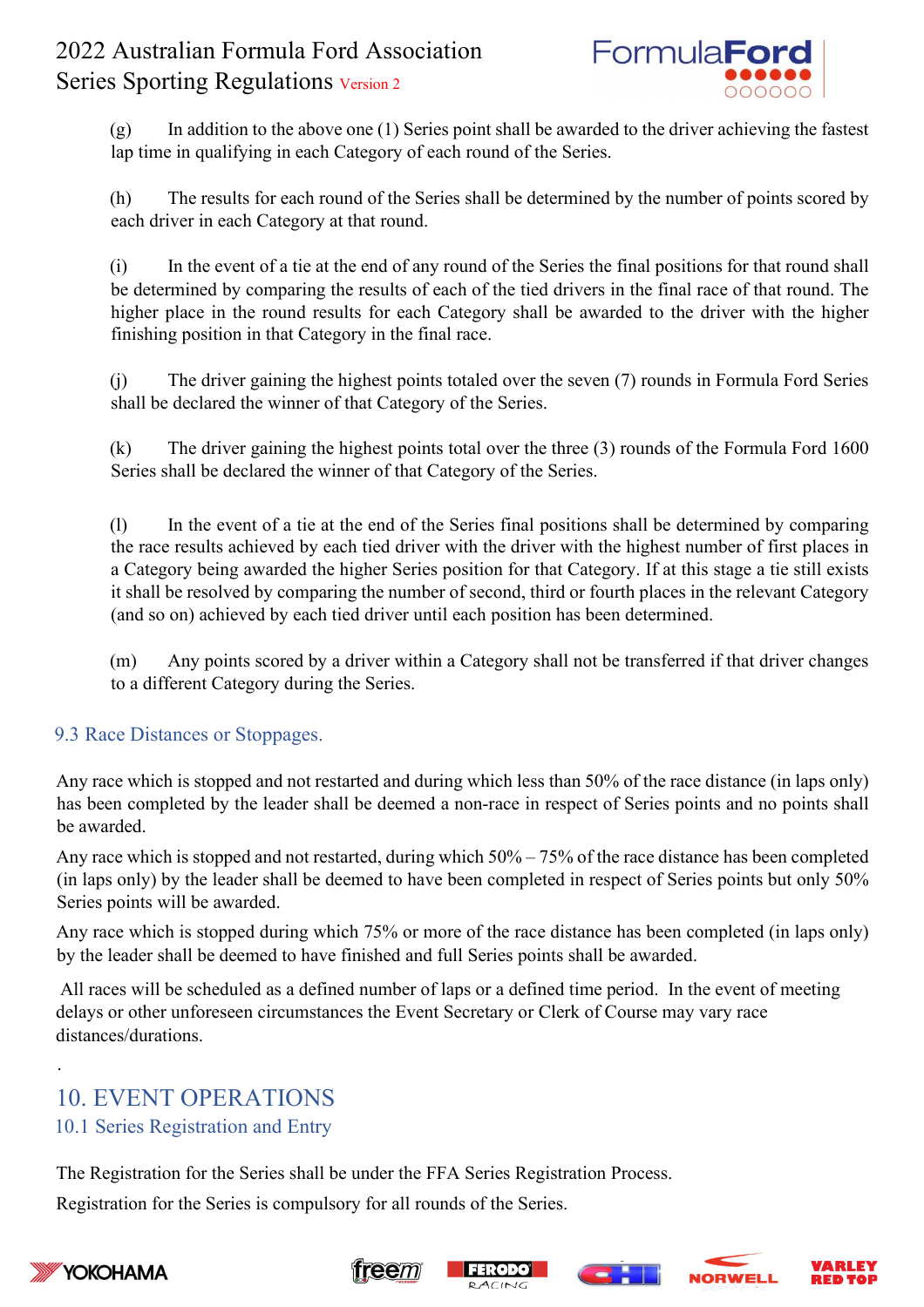(g) In addition to the above one (1) Series point shall be awarded to the driver achieving the fastest lap time in qualifying in each Category of each round of the Series.

(h) The results for each round of the Series shall be determined by the number of points scored by each driver in each Category at that round.

(i) In the event of a tie at the end of any round of the Series the final positions for that round shall be determined by comparing the results of each of the tied drivers in the final race of that round. The higher place in the round results for each Category shall be awarded to the driver with the higher finishing position in that Category in the final race.

(j) The driver gaining the highest points totaled over the seven (7) rounds in Formula Ford Series shall be declared the winner of that Category of the Series.

(k) The driver gaining the highest points total over the three (3) rounds of the Formula Ford 1600 Series shall be declared the winner of that Category of the Series.

(l) In the event of a tie at the end of the Series final positions shall be determined by comparing the race results achieved by each tied driver with the driver with the highest number of first places in a Category being awarded the higher Series position for that Category. If at this stage a tie still exists it shall be resolved by comparing the number of second, third or fourth places in the relevant Category (and so on) achieved by each tied driver until each position has been determined.

(m) Any points scored by a driver within a Category shall not be transferred if that driver changes to a different Category during the Series.

### 9.3 Race Distances or Stoppages.

Any race which is stopped and not restarted and during which less than 50% of the race distance (in laps only) has been completed by the leader shall be deemed a non-race in respect of Series points and no points shall be awarded.

Any race which is stopped and not restarted, during which 50% – 75% of the race distance has been completed (in laps only) by the leader shall be deemed to have been completed in respect of Series points but only 50% Series points will be awarded.

Any race which is stopped during which 75% or more of the race distance has been completed (in laps only) by the leader shall be deemed to have finished and full Series points shall be awarded.

All races will be scheduled as a defined number of laps or a defined time period. In the event of meeting delays or other unforeseen circumstances the Event Secretary or Clerk of Course may vary race distances/durations.

.

## 10. EVENT OPERATIONS

### 10.1 Series Registration and Entry

The Registration for the Series shall be under the FFA Series Registration Process.

Registration for the Series is compulsory for all rounds of the Series.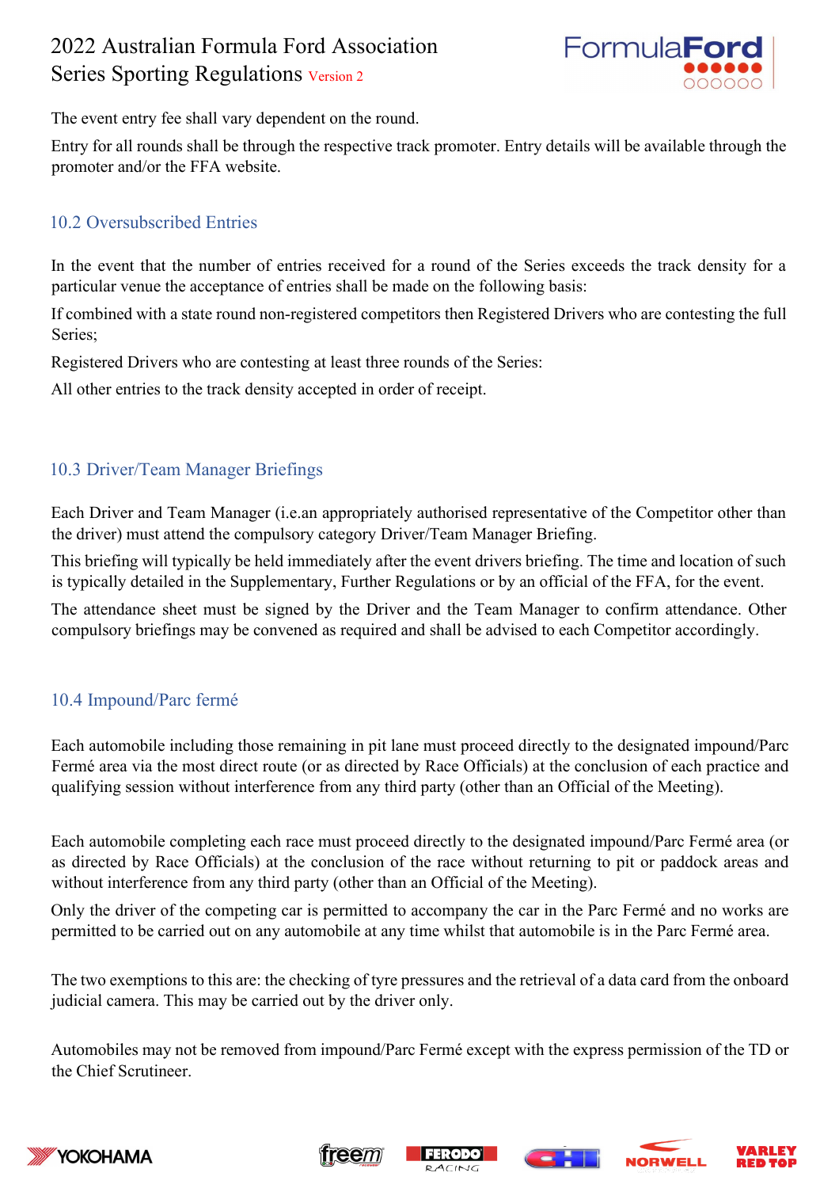The event entry fee shall vary dependent on the round.

Entry for all rounds shall be through the respective track promoter. Entry details will be available through the promoter and/or the FFA website.

## 10.2 Oversubscribed Entries

In the event that the number of entries received for a round of the Series exceeds the track density for a particular venue the acceptance of entries shall be made on the following basis:

If combined with a state round non-registered competitors then Registered Drivers who are contesting the full Series;

Registered Drivers who are contesting at least three rounds of the Series:

All other entries to the track density accepted in order of receipt.

## 10.3 Driver/Team Manager Briefings

Each Driver and Team Manager (i.e.an appropriately authorised representative of the Competitor other than the driver) must attend the compulsory category Driver/Team Manager Briefing.

This briefing will typically be held immediately after the event drivers briefing. The time and location of such is typically detailed in the Supplementary, Further Regulations or by an official of the FFA, for the event.

The attendance sheet must be signed by the Driver and the Team Manager to confirm attendance. Other compulsory briefings may be convened as required and shall be advised to each Competitor accordingly.

## 10.4 Impound/Parc fermé

Each automobile including those remaining in pit lane must proceed directly to the designated impound/Parc Fermé area via the most direct route (or as directed by Race Officials) at the conclusion of each practice and qualifying session without interference from any third party (other than an Official of the Meeting).

Each automobile completing each race must proceed directly to the designated impound/Parc Fermé area (or as directed by Race Officials) at the conclusion of the race without returning to pit or paddock areas and without interference from any third party (other than an Official of the Meeting).

Only the driver of the competing car is permitted to accompany the car in the Parc Fermé and no works are permitted to be carried out on any automobile at any time whilst that automobile is in the Parc Fermé area.

The two exemptions to this are: the checking of tyre pressures and the retrieval of a data card from the onboard judicial camera. This may be carried out by the driver only.

Automobiles may not be removed from impound/Parc Fermé except with the express permission of the TD or the Chief Scrutineer.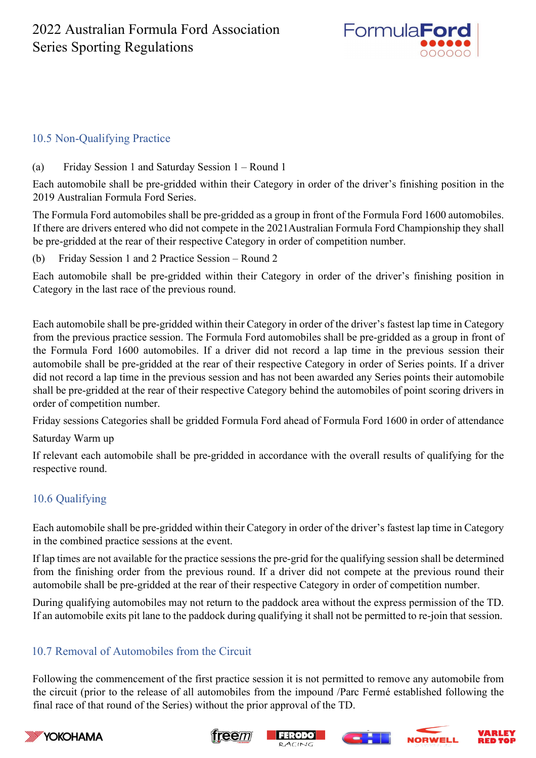## 10.5 Non-Qualifying Practice

(a) Friday Session 1 and Saturday Session 1 – Round 1

Each automobile shall be pre-gridded within their Category in order of the driver's finishing position in the 2019 Australian Formula Ford Series.

The Formula Ford automobiles shall be pre-gridded as a group in front of the Formula Ford 1600 automobiles. If there are drivers entered who did not compete in the 2021Australian Formula Ford Championship they shall be pre-gridded at the rear of their respective Category in order of competition number.

(b) Friday Session 1 and 2 Practice Session – Round 2

Each automobile shall be pre-gridded within their Category in order of the driver's finishing position in Category in the last race of the previous round.

Each automobile shall be pre-gridded within their Category in order of the driver's fastest lap time in Category from the previous practice session. The Formula Ford automobiles shall be pre-gridded as a group in front of the Formula Ford 1600 automobiles. If a driver did not record a lap time in the previous session their automobile shall be pre-gridded at the rear of their respective Category in order of Series points. If a driver did not record a lap time in the previous session and has not been awarded any Series points their automobile shall be pre-gridded at the rear of their respective Category behind the automobiles of point scoring drivers in order of competition number.

Friday sessions Categories shall be gridded Formula Ford ahead of Formula Ford 1600 in order of attendance

Saturday Warm up

If relevant each automobile shall be pre-gridded in accordance with the overall results of qualifying for the respective round.

## 10.6 Qualifying

Each automobile shall be pre-gridded within their Category in order of the driver's fastest lap time in Category in the combined practice sessions at the event.

If lap times are not available for the practice sessions the pre-grid for the qualifying session shall be determined from the finishing order from the previous round. If a driver did not compete at the previous round their automobile shall be pre-gridded at the rear of their respective Category in order of competition number.

During qualifying automobiles may not return to the paddock area without the express permission of the TD. If an automobile exits pit lane to the paddock during qualifying it shall not be permitted to re-join that session.

## 10.7 Removal of Automobiles from the Circuit

Following the commencement of the first practice session it is not permitted to remove any automobile from the circuit (prior to the release of all automobiles from the impound /Parc Fermé established following the final race of that round of the Series) without the prior approval of the TD.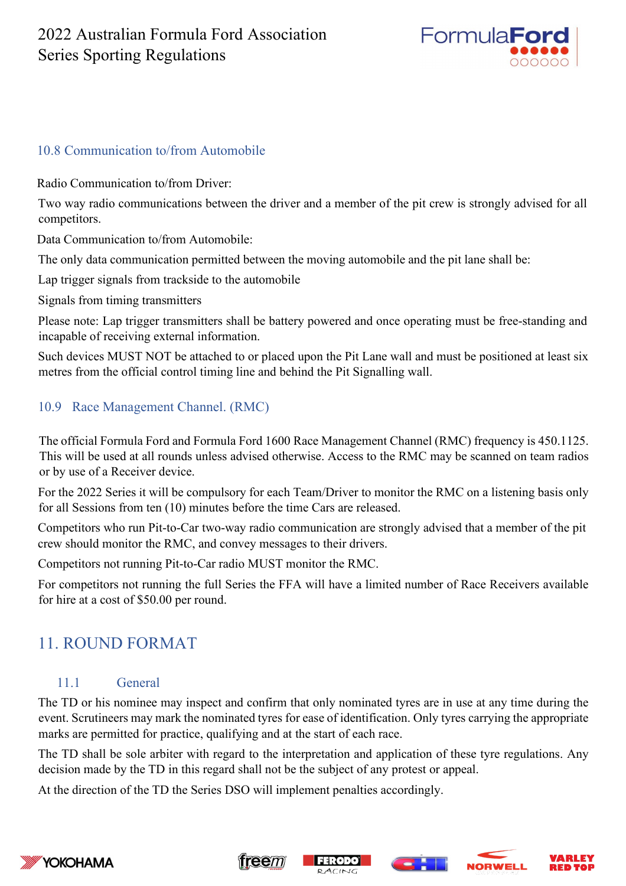### 10.8 Communication to/from Automobile

Radio Communication to/from Driver:

Two way radio communications between the driver and a member of the pit crew is strongly advised for all competitors.

Data Communication to/from Automobile:

The only data communication permitted between the moving automobile and the pit lane shall be:

Lap trigger signals from trackside to the automobile

Signals from timing transmitters

Please note: Lap trigger transmitters shall be battery powered and once operating must be free-standing and incapable of receiving external information.

Such devices MUST NOT be attached to or placed upon the Pit Lane wall and must be positioned at least six metres from the official control timing line and behind the Pit Signalling wall.

### 10.9 Race Management Channel. (RMC)

The official Formula Ford and Formula Ford 1600 Race Management Channel (RMC) frequency is 450.1125. This will be used at all rounds unless advised otherwise. Access to the RMC may be scanned on team radios or by use of a Receiver device.

For the 2022 Series it will be compulsory for each Team/Driver to monitor the RMC on a listening basis only for all Sessions from ten (10) minutes before the time Cars are released.

Competitors who run Pit-to-Car two-way radio communication are strongly advised that a member of the pit crew should monitor the RMC, and convey messages to their drivers.

Competitors not running Pit-to-Car radio MUST monitor the RMC.

For competitors not running the full Series the FFA will have a limited number of Race Receivers available for hire at a cost of $50.00 per round.

## 11. ROUND FORMAT

### 11.1 General

The TD or his nominee may inspect and confirm that only nominated tyres are in use at any time during the event. Scrutineers may mark the nominated tyres for ease of identification. Only tyres carrying the appropriate marks are permitted for practice, qualifying and at the start of each race.

The TD shall be sole arbiter with regard to the interpretation and application of these tyre regulations. Any decision made by the TD in this regard shall not be the subject of any protest or appeal.

At the direction of the TD the Series DSO will implement penalties accordingly.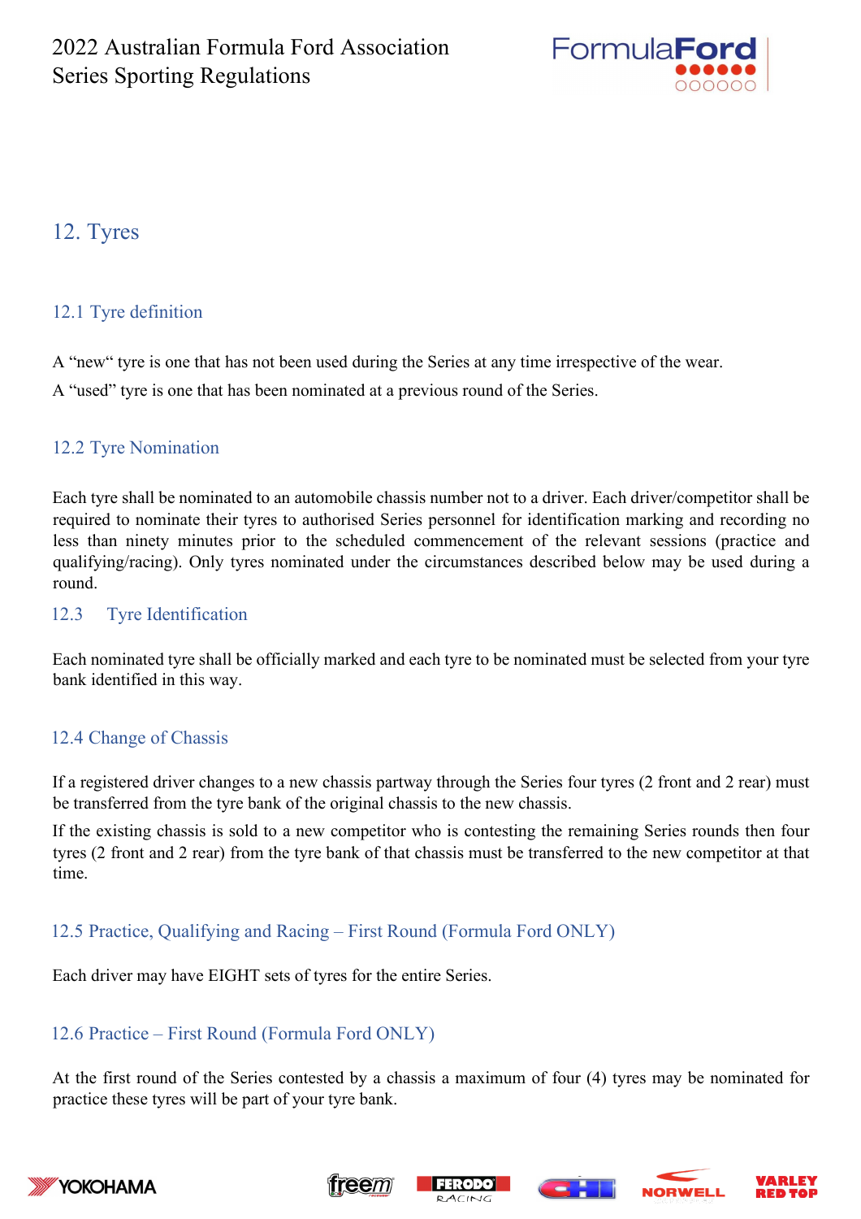## 12. Tyres

### 12.1 Tyre definition

A "new" tyre is one that has not been used during the Series at any time irrespective of the wear.

A "used" tyre is one that has been nominated at a previous round of the Series.

### 12.2 Tyre Nomination

Each tyre shall be nominated to an automobile chassis number not to a driver. Each driver/competitor shall be required to nominate their tyres to authorised Series personnel for identification marking and recording no less than ninety minutes prior to the scheduled commencement of the relevant sessions (practice and qualifying/racing). Only tyres nominated under the circumstances described below may be used during a round.

### 12.3 Tyre Identification

Each nominated tyre shall be officially marked and each tyre to be nominated must be selected from your tyre bank identified in this way.

### 12.4 Change of Chassis

If a registered driver changes to a new chassis partway through the Series four tyres (2 front and 2 rear) must be transferred from the tyre bank of the original chassis to the new chassis.

If the existing chassis is sold to a new competitor who is contesting the remaining Series rounds then four tyres (2 front and 2 rear) from the tyre bank of that chassis must be transferred to the new competitor at that time.

### 12.5 Practice, Qualifying and Racing – First Round (Formula Ford ONLY)

Each driver may have EIGHT sets of tyres for the entire Series.

### 12.6 Practice – First Round (Formula Ford ONLY)

At the first round of the Series contested by a chassis a maximum of four (4) tyres may be nominated for practice these tyres will be part of your tyre bank.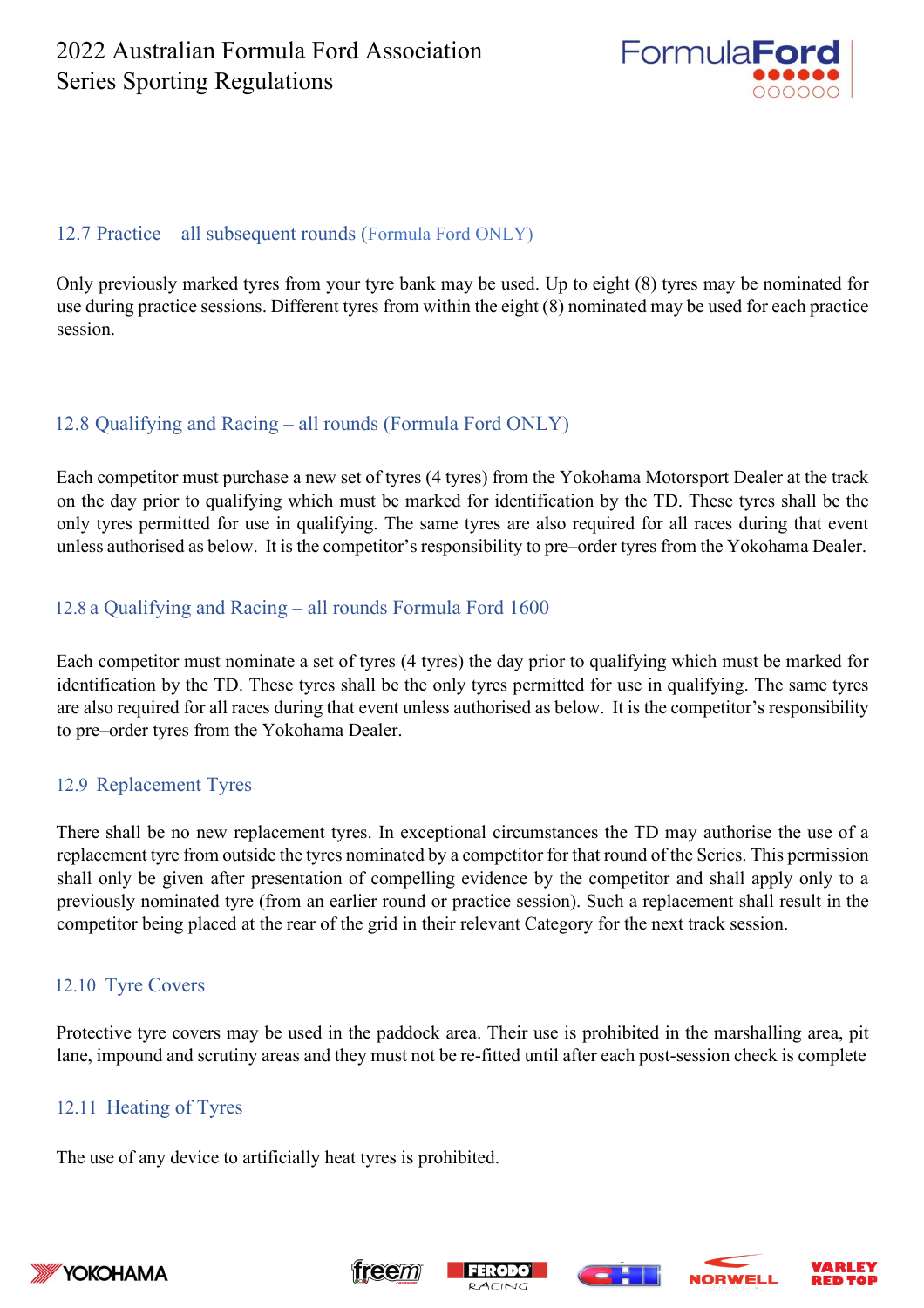### 12.7 Practice – all subsequent rounds (Formula Ford ONLY)

Only previously marked tyres from your tyre bank may be used. Up to eight (8) tyres may be nominated for use during practice sessions. Different tyres from within the eight (8) nominated may be used for each practice session.

### 12.8 Qualifying and Racing – all rounds (Formula Ford ONLY)

Each competitor must purchase a new set of tyres (4 tyres) from the Yokohama Motorsport Dealer at the track on the day prior to qualifying which must be marked for identification by the TD. These tyres shall be the only tyres permitted for use in qualifying. The same tyres are also required for all races during that event unless authorised as below. It is the competitor's responsibility to pre–order tyres from the Yokohama Dealer.

### 12.8 a Qualifying and Racing – all rounds Formula Ford 1600

Each competitor must nominate a set of tyres (4 tyres) the day prior to qualifying which must be marked for identification by the TD. These tyres shall be the only tyres permitted for use in qualifying. The same tyres are also required for all races during that event unless authorised as below. It is the competitor's responsibility to pre–order tyres from the Yokohama Dealer.

### 12.9 Replacement Tyres

There shall be no new replacement tyres. In exceptional circumstances the TD may authorise the use of a replacement tyre from outside the tyres nominated by a competitor for that round of the Series. This permission shall only be given after presentation of compelling evidence by the competitor and shall apply only to a previously nominated tyre (from an earlier round or practice session). Such a replacement shall result in the competitor being placed at the rear of the grid in their relevant Category for the next track session.

### 12.10 Tyre Covers

Protective tyre covers may be used in the paddock area. Their use is prohibited in the marshalling area, pit lane, impound and scrutiny areas and they must not be re-fitted until after each post-session check is complete

### 12.11 Heating of Tyres

The use of any device to artificially heat tyres is prohibited.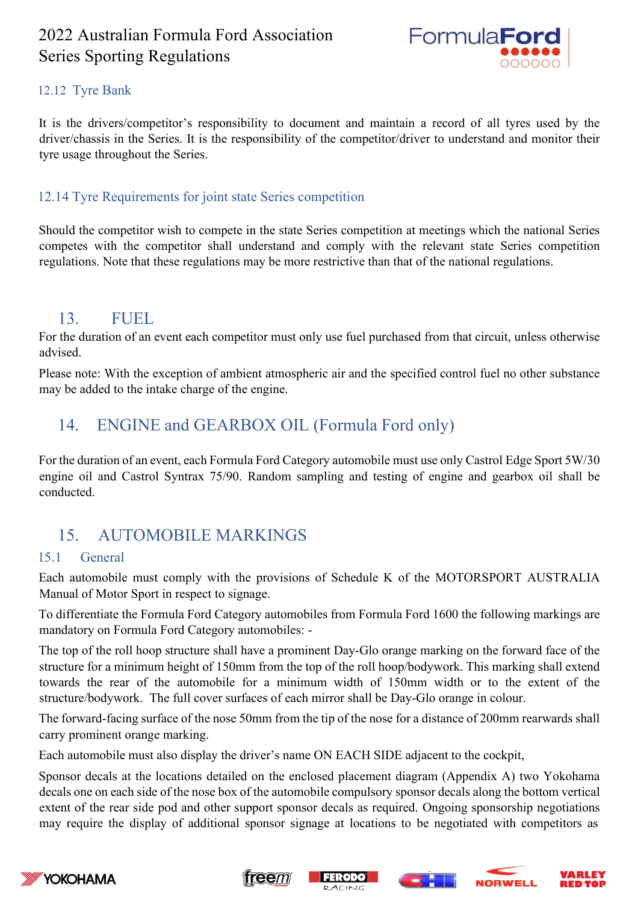### 12.12 Tyre Bank

It is the drivers/competitor's responsibility to document and maintain a record of all tyres used by the driver/chassis in the Series. It is the responsibility of the competitor/driver to understand and monitor their tyre usage throughout the Series.

### 12.14 Tyre Requirements for joint state Series competition

Should the competitor wish to compete in the state Series competition at meetings which the national Series competes with the competitor shall understand and comply with the relevant state Series competition regulations. Note that these regulations may be more restrictive than that of the national regulations.

## 13. FUEL

For the duration of an event each competitor must only use fuel purchased from that circuit, unless otherwise advised.

Please note: With the exception of ambient atmospheric air and the specified control fuel no other substance may be added to the intake charge of the engine.

## 14. ENGINE and GEARBOX OIL (Formula Ford only)

For the duration of an event, each Formula Ford Category automobile must use only Castrol Edge Sport 5W/30 engine oil and Castrol Syntrax 75/90. Random sampling and testing of engine and gearbox oil shall be conducted.

## 15. AUTOMOBILE MARKINGS

### 15.1 General

Each automobile must comply with the provisions of Schedule K of the MOTORSPORT AUSTRALIA Manual of Motor Sport in respect to signage.

To differentiate the Formula Ford Category automobiles from Formula Ford 1600 the following markings are mandatory on Formula Ford Category automobiles: -

The top of the roll hoop structure shall have a prominent Day-Glo orange marking on the forward face of the structure for a minimum height of 150mm from the top of the roll hoop/bodywork. This marking shall extend towards the rear of the automobile for a minimum width of 150mm width or to the extent of the structure/bodywork. The full cover surfaces of each mirror shall be Day-Glo orange in colour.

The forward-facing surface of the nose 50mm from the tip of the nose for a distance of 200mm rearwards shall carry prominent orange marking.

Each automobile must also display the driver's name ON EACH SIDE adjacent to the cockpit,

Sponsor decals at the locations detailed on the enclosed placement diagram (Appendix A) two Yokohama decals one on each side of the nose box of the automobile compulsory sponsor decals along the bottom vertical extent of the rear side pod and other support sponsor decals as required. Ongoing sponsorship negotiations may require the display of additional sponsor signage at locations to be negotiated with competitors as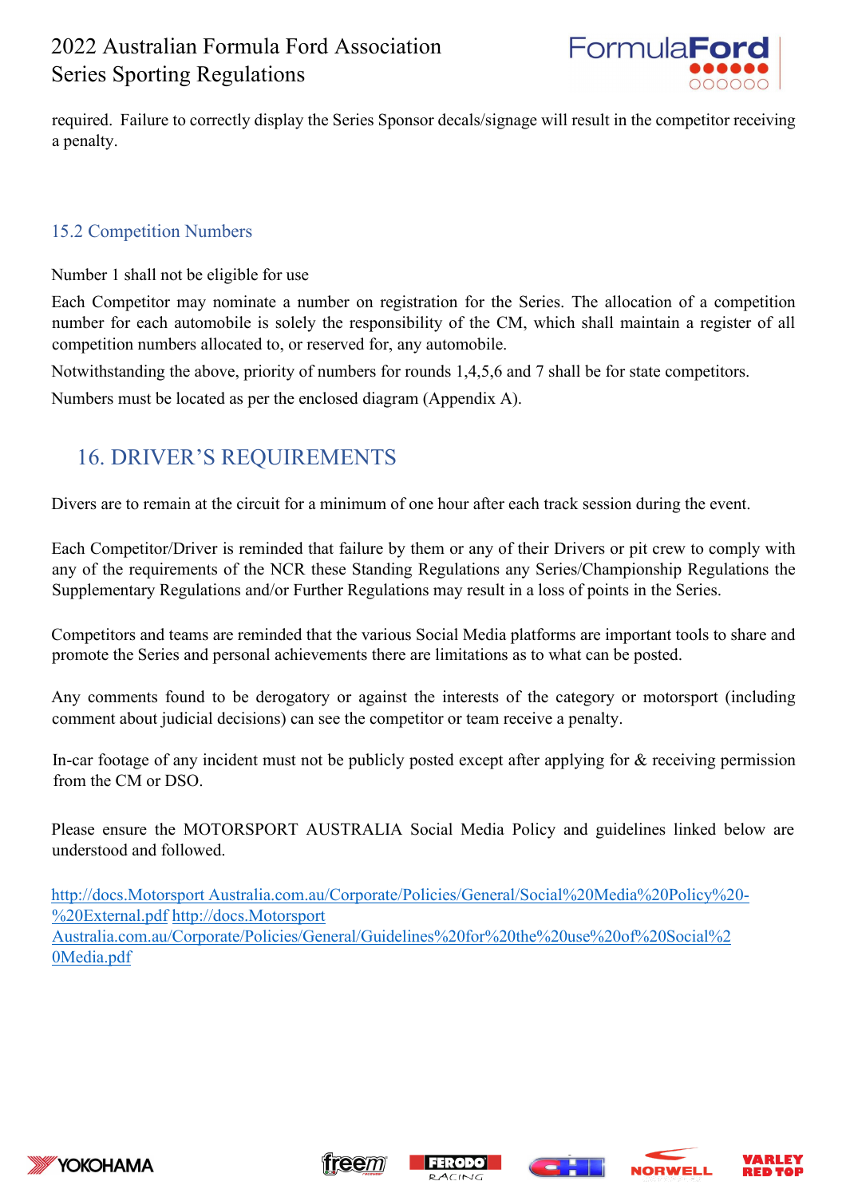required. Failure to correctly display the Series Sponsor decals/signage will result in the competitor receiving a penalty.

### 15.2 Competition Numbers

Number 1 shall not be eligible for use

Each Competitor may nominate a number on registration for the Series. The allocation of a competition number for each automobile is solely the responsibility of the CM, which shall maintain a register of all competition numbers allocated to, or reserved for, any automobile.

Notwithstanding the above, priority of numbers for rounds 1,4,5,6 and 7 shall be for state competitors.

Numbers must be located as per the enclosed diagram (Appendix A).

## 16. DRIVER'S REQUIREMENTS

Divers are to remain at the circuit for a minimum of one hour after each track session during the event.

Each Competitor/Driver is reminded that failure by them or any of their Drivers or pit crew to comply with any of the requirements of the NCR these Standing Regulations any Series/Championship Regulations the Supplementary Regulations and/or Further Regulations may result in a loss of points in the Series.

Competitors and teams are reminded that the various Social Media platforms are important tools to share and promote the Series and personal achievements there are limitations as to what can be posted.

Any comments found to be derogatory or against the interests of the category or motorsport (including comment about judicial decisions) can see the competitor or team receive a penalty.

In-car footage of any incident must not be publicly posted except after applying for & receiving permission from the CM or DSO.

Please ensure the MOTORSPORT AUSTRALIA Social Media Policy and guidelines linked below are understood and followed.

http://docs.Motorsport Australia.com.au/Corporate/Policies/General/Social%20Media%20Policy%20-%20External.pdf http://docs.Motorsport Australia.com.au/Corporate/Policies/General/Guidelines%20for%20the%20use%20of%20Social%20Media.pdf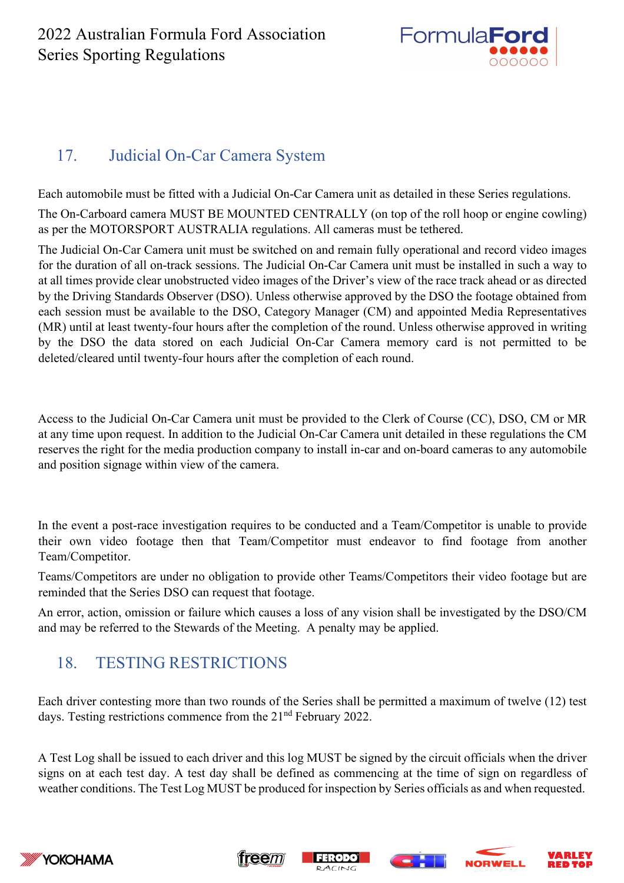## 17. Judicial On-Car Camera System

Each automobile must be fitted with a Judicial On-Car Camera unit as detailed in these Series regulations.

The On-Carboard camera MUST BE MOUNTED CENTRALLY (on top of the roll hoop or engine cowling) as per the MOTORSPORT AUSTRALIA regulations. All cameras must be tethered.

The Judicial On-Car Camera unit must be switched on and remain fully operational and record video images for the duration of all on-track sessions. The Judicial On-Car Camera unit must be installed in such a way to at all times provide clear unobstructed video images of the Driver's view of the race track ahead or as directed by the Driving Standards Observer (DSO). Unless otherwise approved by the DSO the footage obtained from each session must be available to the DSO, Category Manager (CM) and appointed Media Representatives (MR) until at least twenty-four hours after the completion of the round. Unless otherwise approved in writing by the DSO the data stored on each Judicial On-Car Camera memory card is not permitted to be deleted/cleared until twenty-four hours after the completion of each round.

Access to the Judicial On-Car Camera unit must be provided to the Clerk of Course (CC), DSO, CM or MR at any time upon request. In addition to the Judicial On-Car Camera unit detailed in these regulations the CM reserves the right for the media production company to install in-car and on-board cameras to any automobile and position signage within view of the camera.

In the event a post-race investigation requires to be conducted and a Team/Competitor is unable to provide their own video footage then that Team/Competitor must endeavor to find footage from another Team/Competitor.

Teams/Competitors are under no obligation to provide other Teams/Competitors their video footage but are reminded that the Series DSO can request that footage.

An error, action, omission or failure which causes a loss of any vision shall be investigated by the DSO/CM and may be referred to the Stewards of the Meeting. A penalty may be applied.

## 18. TESTING RESTRICTIONS

Each driver contesting more than two rounds of the Series shall be permitted a maximum of twelve (12) test days. Testing restrictions commence from the 21st February 2022.

A Test Log shall be issued to each driver and this log MUST be signed by the circuit officials when the driver signs on at each test day. A test day shall be defined as commencing at the time of sign on regardless of weather conditions. The Test Log MUST be produced for inspection by Series officials as and when requested.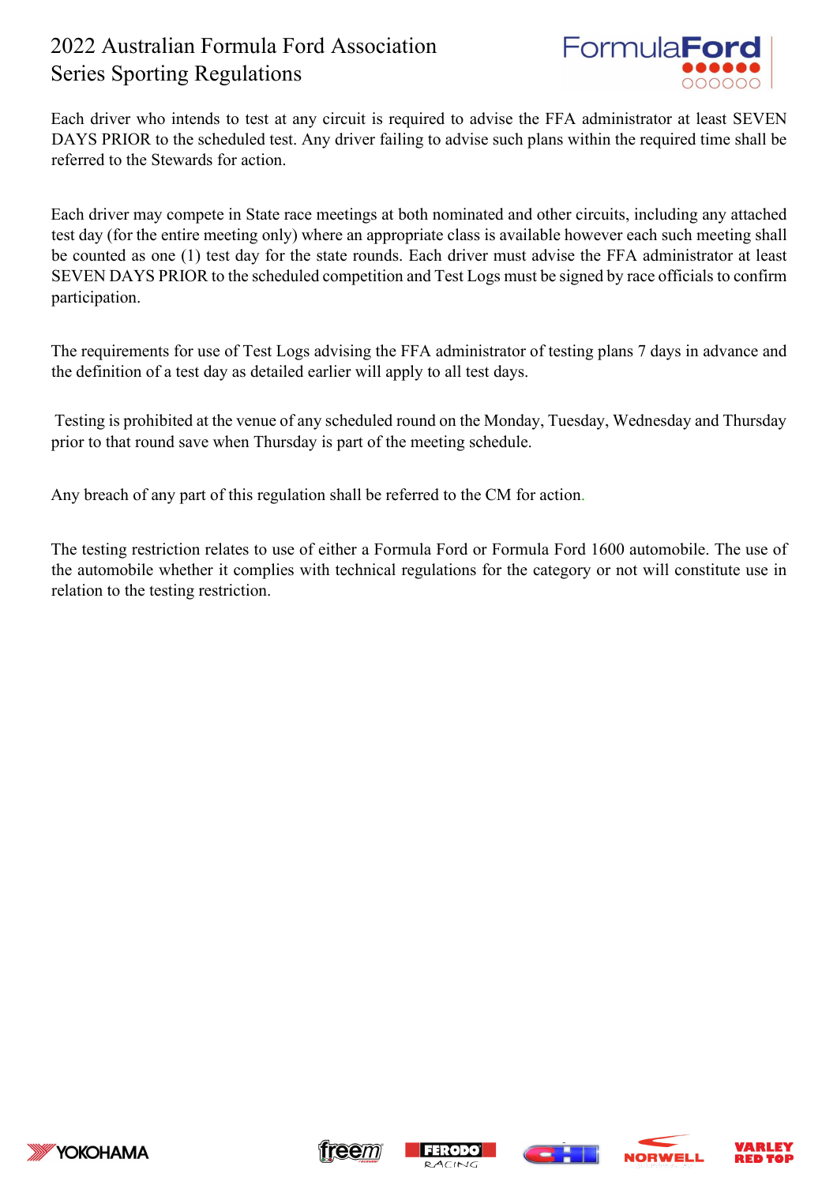Each driver who intends to test at any circuit is required to advise the FFA administrator at least SEVEN DAYS PRIOR to the scheduled test. Any driver failing to advise such plans within the required time shall be referred to the Stewards for action.

Each driver may compete in State race meetings at both nominated and other circuits, including any attached test day (for the entire meeting only) where an appropriate class is available however each such meeting shall be counted as one (1) test day for the state rounds. Each driver must advise the FFA administrator at least SEVEN DAYS PRIOR to the scheduled competition and Test Logs must be signed by race officials to confirm participation.

The requirements for use of Test Logs advising the FFA administrator of testing plans 7 days in advance and the definition of a test day as detailed earlier will apply to all test days.

Testing is prohibited at the venue of any scheduled round on the Monday, Tuesday, Wednesday and Thursday prior to that round save when Thursday is part of the meeting schedule.

Any breach of any part of this regulation shall be referred to the CM for action.

The testing restriction relates to use of either a Formula Ford or Formula Ford 1600 automobile. The use of the automobile whether it complies with technical regulations for the category or not will constitute use in relation to the testing restriction.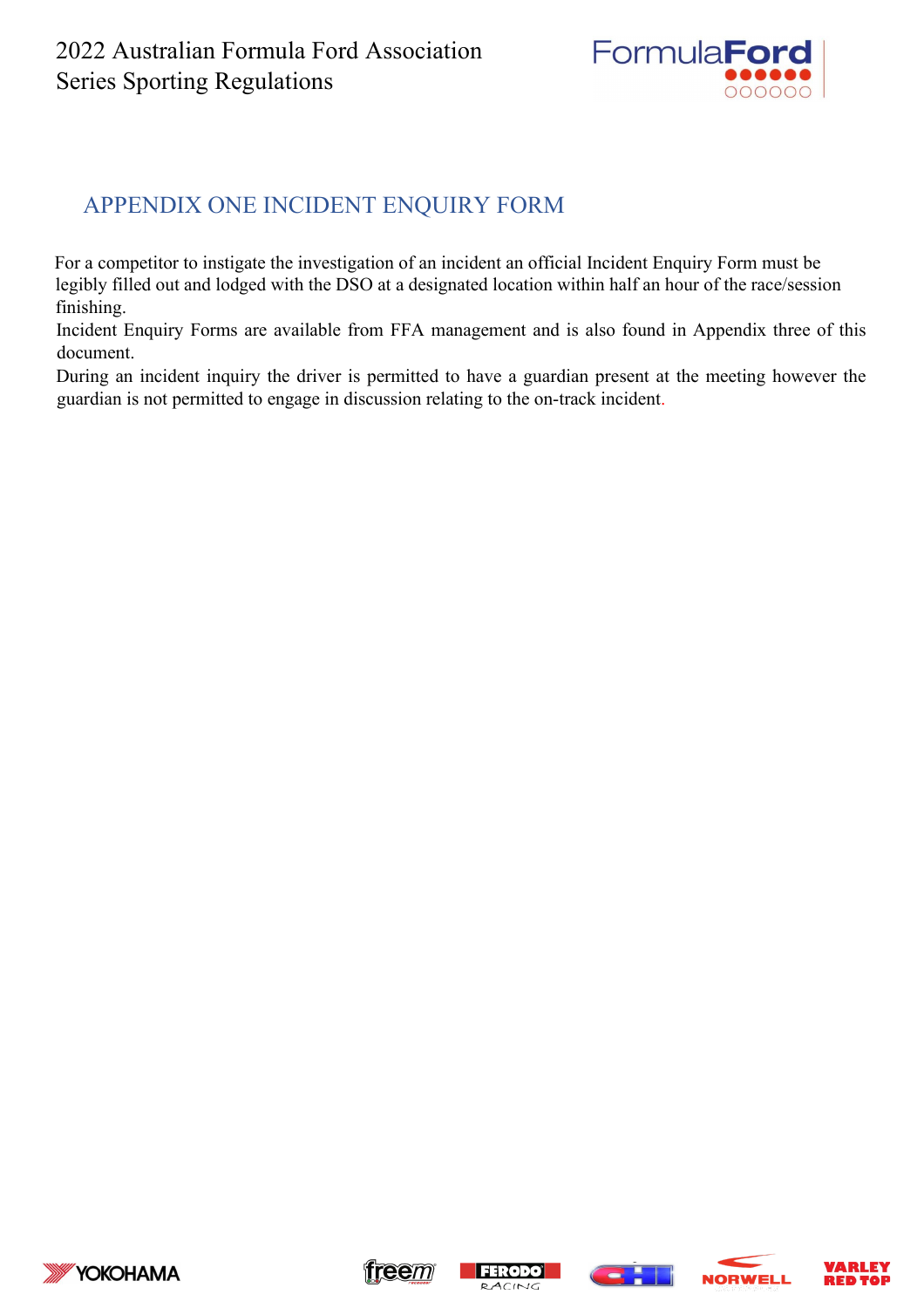## APPENDIX ONE INCIDENT ENQUIRY FORM

For a competitor to instigate the investigation of an incident an official Incident Enquiry Form must be legibly filled out and lodged with the DSO at a designated location within half an hour of the race/session finishing.

Incident Enquiry Forms are available from FFA management and is also found in Appendix three of this document.

During an incident inquiry the driver is permitted to have a guardian present at the meeting however the guardian is not permitted to engage in discussion relating to the on-track incident.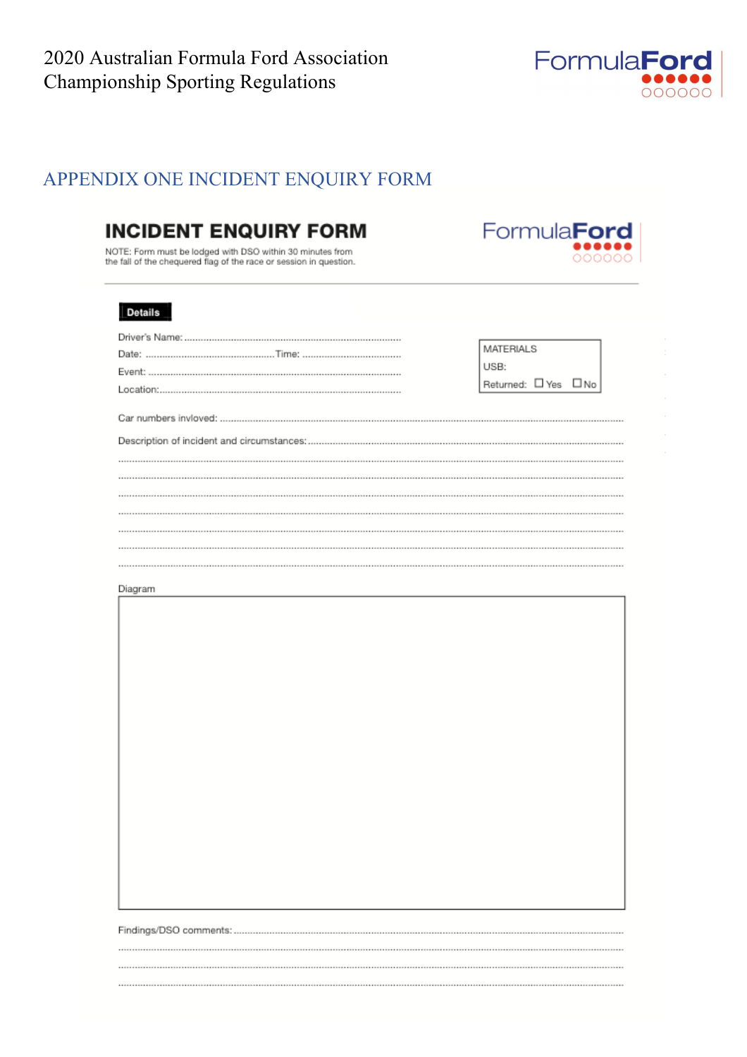## APPENDIX ONE INCIDENT ENQUIRY FORM

# INCIDENT ENQUIRY FORM

NOTE: Form must be lodged with DSO within 30 minutes from the fall of the chequered flag of the race or session in question.

FormulaFord

**Details**

Driver's Name: ..............................................................................

Date: .............................................. Time: ....................................

Event: ..............................................................................................

Location: ..........................................................................................

| MATERIALS |
|---|
| USB: |
| Returned: ☐ Yes ☐ No |

Car numbers invloved: ............................................................................................................................................

Description of incident and circumstances: ..............................................................................................

............................................................................................................................................................................

............................................................................................................................................................................

............................................................................................................................................................................

............................................................................................................................................................................

............................................................................................................................................................................

............................................................................................................................................................................

............................................................................................................................................................................

Diagram

Findings/DSO comments: ..........................................................................................................................

............................................................................................................................................................................

............................................................................................................................................................................

............................................................................................................................................................................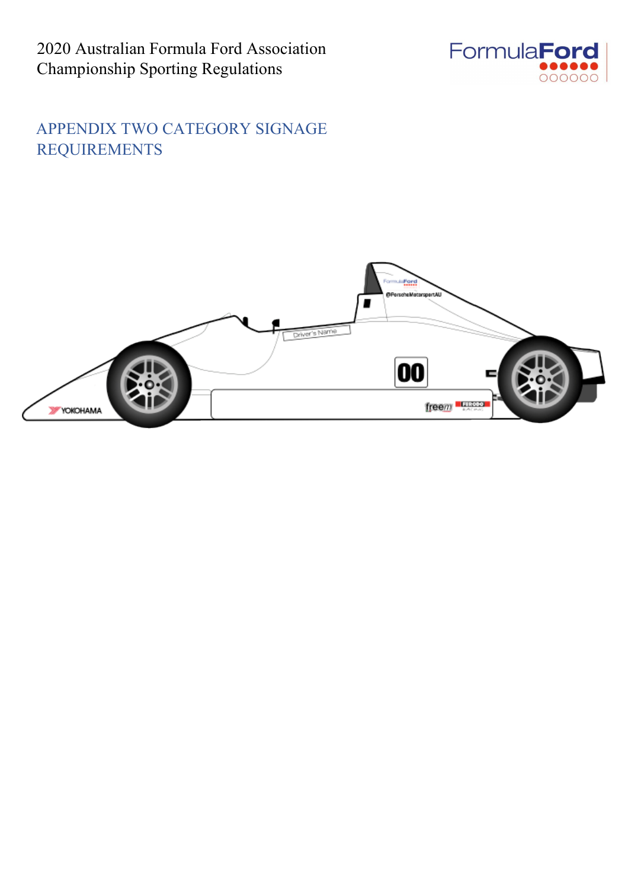## APPENDIX TWO CATEGORY SIGNAGE REQUIREMENTS

Driver's Name

00

YOKOHAMA

@PorscheMotorsportAU

FormulaFord

freem

FERODO